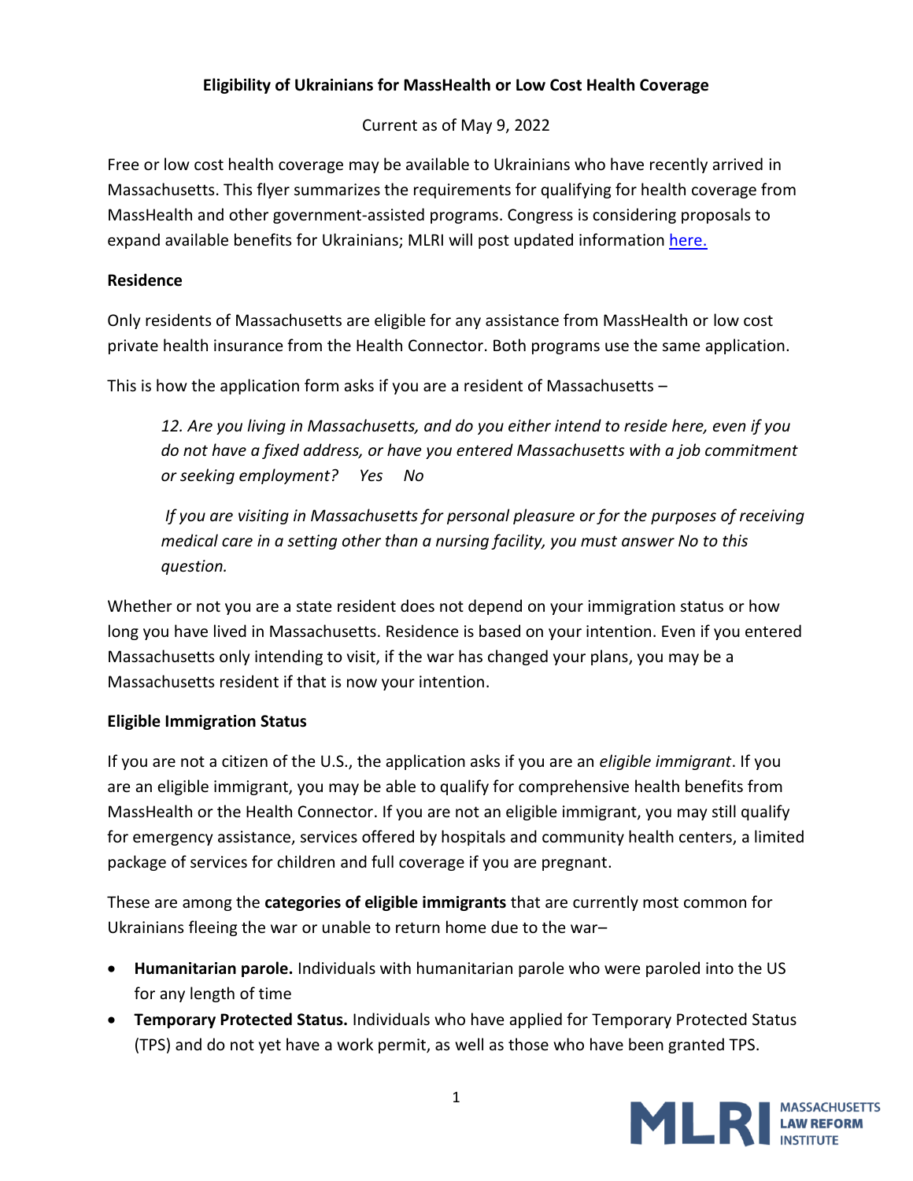**Eligibility of Ukrainians for MassHealth or Low Cost Health Coverage**

Current as of May 9, 2022

Free or low cost health coverage may be available to Ukrainians who have recently arrived in Massachusetts. This flyer summarizes the requirements for qualifying for health coverage from MassHealth and other government-assisted programs. Congress is considering proposals to expand available benefits for Ukrainians; MLRI will post updated information here.

**Residence**

Only residents of Massachusetts are eligible for any assistance from MassHealth or low cost private health insurance from the Health Connector. Both programs use the same application.

This is how the application form asks if you are a resident of Massachusetts –

> *12. Are you living in Massachusetts, and do you either intend to reside here, even if you do not have a fixed address, or have you entered Massachusetts with a job commitment or seeking employment?   Yes   No*
>
> *If you are visiting in Massachusetts for personal pleasure or for the purposes of receiving medical care in a setting other than a nursing facility, you must answer No to this question.*

Whether or not you are a state resident does not depend on your immigration status or how long you have lived in Massachusetts. Residence is based on your intention. Even if you entered Massachusetts only intending to visit, if the war has changed your plans, you may be a Massachusetts resident if that is now your intention.

**Eligible Immigration Status**

If you are not a citizen of the U.S., the application asks if you are an *eligible immigrant*. If you are an eligible immigrant, you may be able to qualify for comprehensive health benefits from MassHealth or the Health Connector. If you are not an eligible immigrant, you may still qualify for emergency assistance, services offered by hospitals and community health centers, a limited package of services for children and full coverage if you are pregnant.

These are among the **categories of eligible immigrants** that are currently most common for Ukrainians fleeing the war or unable to return home due to the war–

- **Humanitarian parole.** Individuals with humanitarian parole who were paroled into the US for any length of time
- **Temporary Protected Status.** Individuals who have applied for Temporary Protected Status (TPS) and do not yet have a work permit, as well as those who have been granted TPS.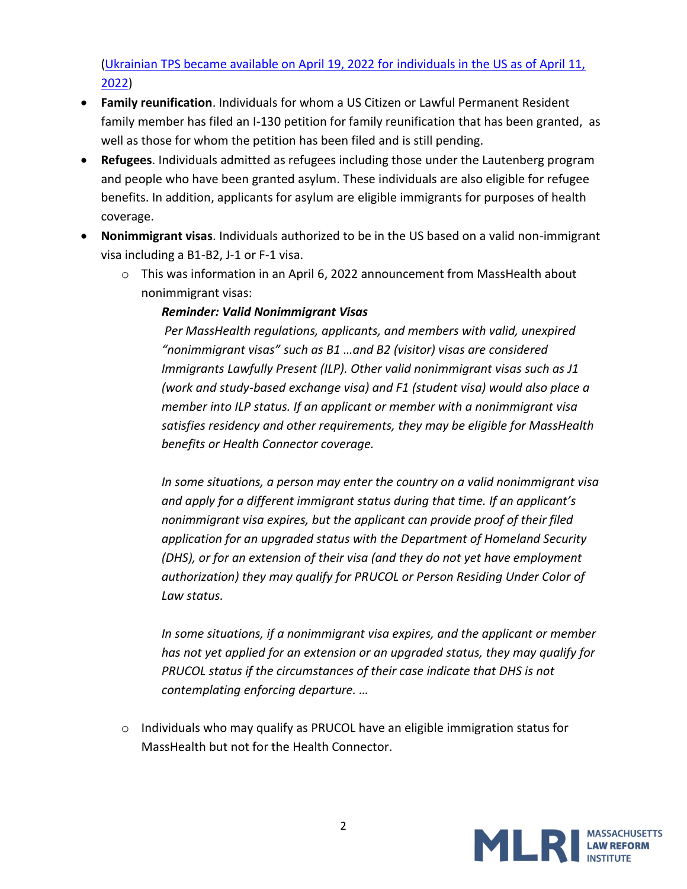([Ukrainian TPS became available on April 19, 2022 for individuals in the US as of April 11, 2022]())

- **Family reunification**. Individuals for whom a US Citizen or Lawful Permanent Resident family member has filed an I-130 petition for family reunification that has been granted, as well as those for whom the petition has been filed and is still pending.
- **Refugees**. Individuals admitted as refugees including those under the Lautenberg program and people who have been granted asylum. These individuals are also eligible for refugee benefits. In addition, applicants for asylum are eligible immigrants for purposes of health coverage.
- **Nonimmigrant visas**. Individuals authorized to be in the US based on a valid non-immigrant visa including a B1-B2, J-1 or F-1 visa.
  - This was information in an April 6, 2022 announcement from MassHealth about nonimmigrant visas:

    ***Reminder: Valid Nonimmigrant Visas***

    *Per MassHealth regulations, applicants, and members with valid, unexpired "nonimmigrant visas" such as B1 …and B2 (visitor) visas are considered Immigrants Lawfully Present (ILP). Other valid nonimmigrant visas such as J1 (work and study-based exchange visa) and F1 (student visa) would also place a member into ILP status. If an applicant or member with a nonimmigrant visa satisfies residency and other requirements, they may be eligible for MassHealth benefits or Health Connector coverage.*

    *In some situations, a person may enter the country on a valid nonimmigrant visa and apply for a different immigrant status during that time. If an applicant's nonimmigrant visa expires, but the applicant can provide proof of their filed application for an upgraded status with the Department of Homeland Security (DHS), or for an extension of their visa (and they do not yet have employment authorization) they may qualify for PRUCOL or Person Residing Under Color of Law status.*

    *In some situations, if a nonimmigrant visa expires, and the applicant or member has not yet applied for an extension or an upgraded status, they may qualify for PRUCOL status if the circumstances of their case indicate that DHS is not contemplating enforcing departure. …*

  - Individuals who may qualify as PRUCOL have an eligible immigration status for MassHealth but not for the Health Connector.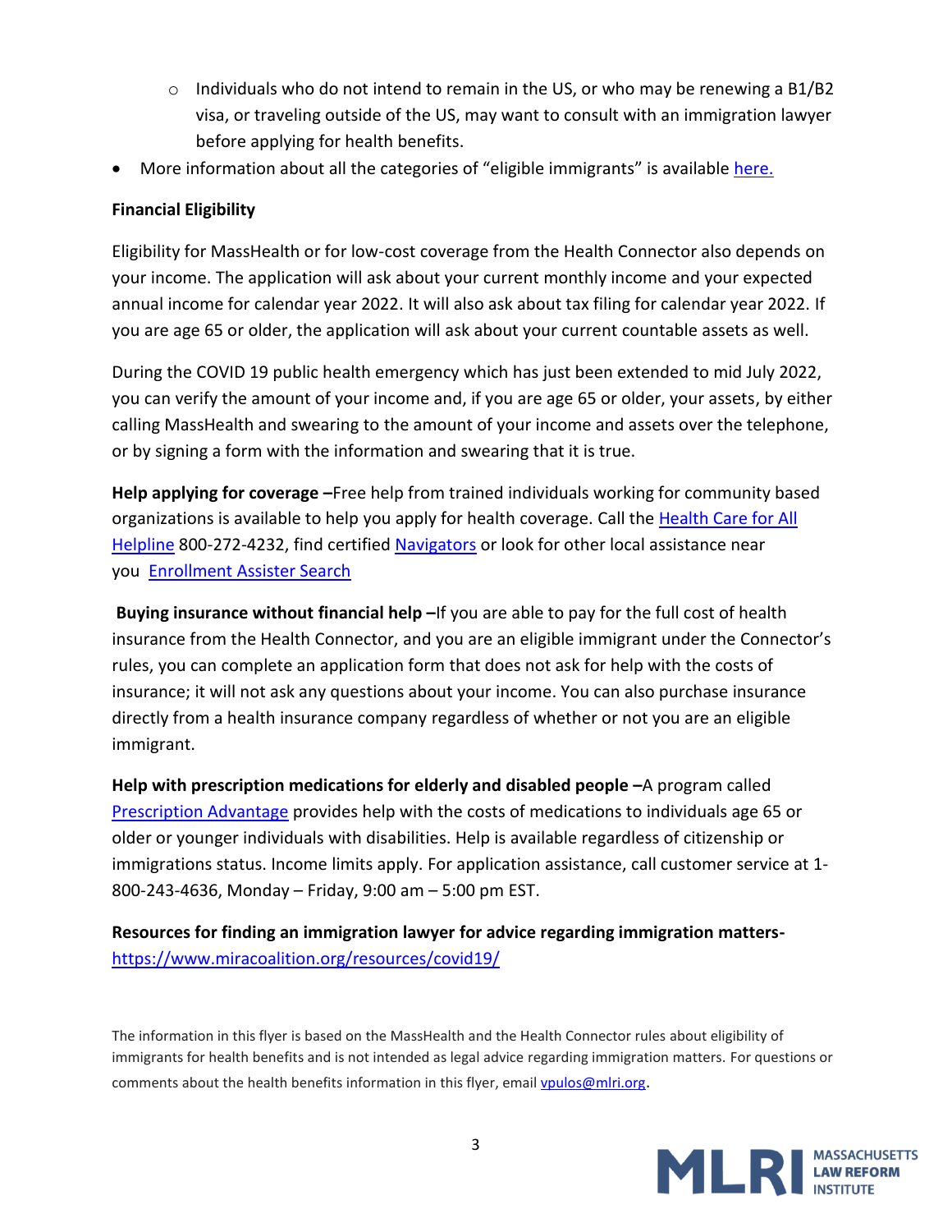- Individuals who do not intend to remain in the US, or who may be renewing a B1/B2 visa, or traveling outside of the US, may want to consult with an immigration lawyer before applying for health benefits.

- More information about all the categories of "eligible immigrants" is available here.

**Financial Eligibility**

Eligibility for MassHealth or for low-cost coverage from the Health Connector also depends on your income. The application will ask about your current monthly income and your expected annual income for calendar year 2022. It will also ask about tax filing for calendar year 2022. If you are age 65 or older, the application will ask about your current countable assets as well.

During the COVID 19 public health emergency which has just been extended to mid July 2022, you can verify the amount of your income and, if you are age 65 or older, your assets, by either calling MassHealth and swearing to the amount of your income and assets over the telephone, or by signing a form with the information and swearing that it is true.

**Help applying for coverage –**Free help from trained individuals working for community based organizations is available to help you apply for health coverage. Call the Health Care for All Helpline 800-272-4232, find certified Navigators or look for other local assistance near you Enrollment Assister Search

**Buying insurance without financial help –**If you are able to pay for the full cost of health insurance from the Health Connector, and you are an eligible immigrant under the Connector's rules, you can complete an application form that does not ask for help with the costs of insurance; it will not ask any questions about your income. You can also purchase insurance directly from a health insurance company regardless of whether or not you are an eligible immigrant.

**Help with prescription medications for elderly and disabled people –**A program called Prescription Advantage provides help with the costs of medications to individuals age 65 or older or younger individuals with disabilities. Help is available regardless of citizenship or immigrations status. Income limits apply. For application assistance, call customer service at 1-800-243-4636, Monday – Friday, 9:00 am – 5:00 pm EST.

**Resources for finding an immigration lawyer for advice regarding immigration matters-**
https://www.miracoalition.org/resources/covid19/

The information in this flyer is based on the MassHealth and the Health Connector rules about eligibility of immigrants for health benefits and is not intended as legal advice regarding immigration matters. For questions or comments about the health benefits information in this flyer, email vpulos@mlri.org.

MLRI MASSACHUSETTS LAW REFORM INSTITUTE